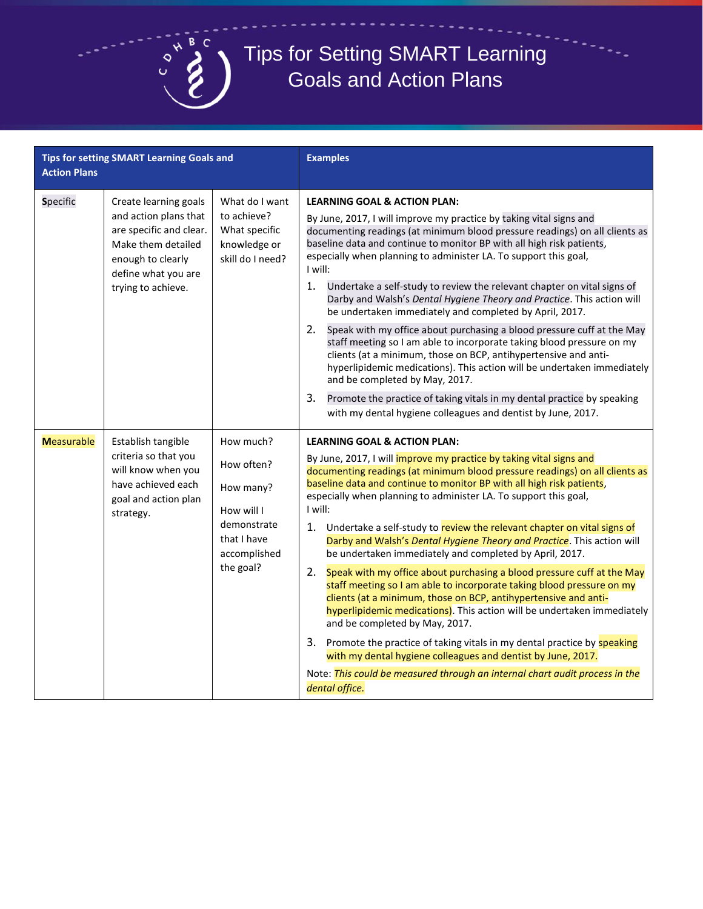# Tips for Setting SMART Learning Goals and Action Plans

| Tips for setting SMART Learning Goals and Action Plans | | | Examples |
|---|---|---|---|
| **S**pecific | Create learning goals and action plans that are specific and clear. Make them detailed enough to clearly define what you are trying to achieve. | What do I want to achieve? What specific knowledge or skill do I need? | **LEARNING GOAL & ACTION PLAN:**<br>By June, 2017, I will improve my practice by taking vital signs and documenting readings (at minimum blood pressure readings) on all clients as baseline data and continue to monitor BP with all high risk patients, especially when planning to administer LA. To support this goal, I will:<br>1. Undertake a self-study to review the relevant chapter on vital signs of Darby and Walsh's *Dental Hygiene Theory and Practice*. This action will be undertaken immediately and completed by April, 2017.<br>2. Speak with my office about purchasing a blood pressure cuff at the May staff meeting so I am able to incorporate taking blood pressure on my clients (at a minimum, those on BCP, antihypertensive and anti-hyperlipidemic medications). This action will be undertaken immediately and be completed by May, 2017.<br>3. Promote the practice of taking vitals in my dental practice by speaking with my dental hygiene colleagues and dentist by June, 2017. |
| **M**easurable | Establish tangible criteria so that you will know when you have achieved each goal and action plan strategy. | How much?<br>How often?<br>How many?<br>How will I demonstrate that I have accomplished the goal? | **LEARNING GOAL & ACTION PLAN:**<br>By June, 2017, I will improve my practice by taking vital signs and documenting readings (at minimum blood pressure readings) on all clients as baseline data and continue to monitor BP with all high risk patients, especially when planning to administer LA. To support this goal, I will:<br>1. Undertake a self-study to review the relevant chapter on vital signs of Darby and Walsh's *Dental Hygiene Theory and Practice*. This action will be undertaken immediately and completed by April, 2017.<br>2. Speak with my office about purchasing a blood pressure cuff at the May staff meeting so I am able to incorporate taking blood pressure on my clients (at a minimum, those on BCP, antihypertensive and anti-hyperlipidemic medications). This action will be undertaken immediately and be completed by May, 2017.<br>3. Promote the practice of taking vitals in my dental practice by speaking with my dental hygiene colleagues and dentist by June, 2017.<br>Note: *This could be measured through an internal chart audit process in the dental office.* |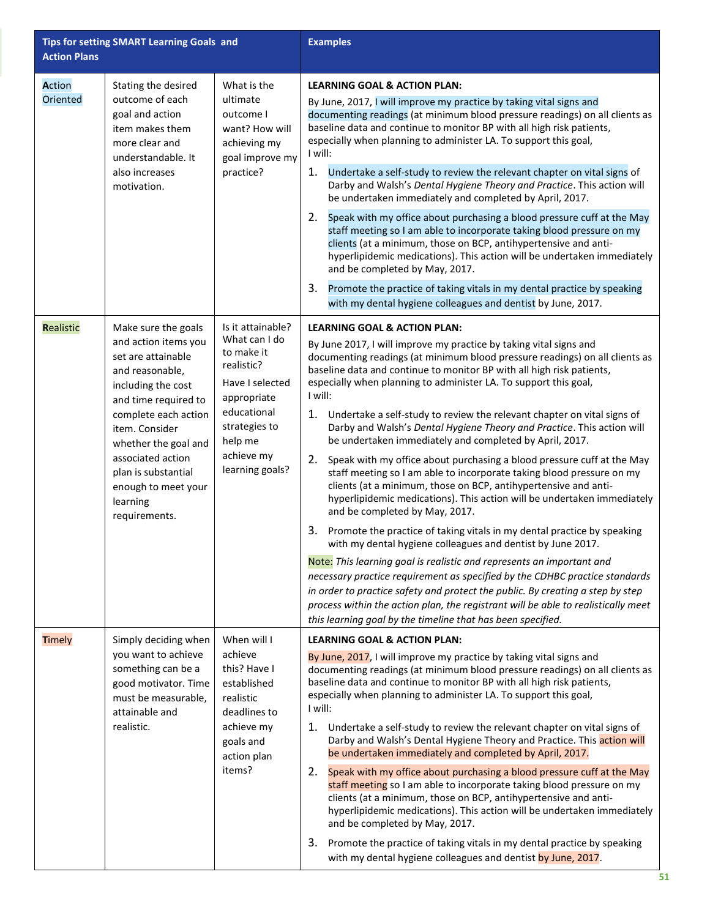| Tips for setting SMART Learning Goals and Action Plans | | | Examples |
|---|---|---|---|
| **A**ction Oriented | Stating the desired outcome of each goal and action item makes them more clear and understandable. It also increases motivation. | What is the ultimate outcome I want? How will achieving my goal improve my practice? | **LEARNING GOAL & ACTION PLAN:**<br>By June, 2017, I will improve my practice by taking vital signs and documenting readings (at minimum blood pressure readings) on all clients as baseline data and continue to monitor BP with all high risk patients, especially when planning to administer LA. To support this goal, I will:<br>1. Undertake a self-study to review the relevant chapter on vital signs of Darby and Walsh's *Dental Hygiene Theory and Practice*. This action will be undertaken immediately and completed by April, 2017.<br>2. Speak with my office about purchasing a blood pressure cuff at the May staff meeting so I am able to incorporate taking blood pressure on my clients (at a minimum, those on BCP, antihypertensive and anti-hyperlipidemic medications). This action will be undertaken immediately and be completed by May, 2017.<br>3. Promote the practice of taking vitals in my dental practice by speaking with my dental hygiene colleagues and dentist by June, 2017. |
| **R**ealistic | Make sure the goals and action items you set are attainable and reasonable, including the cost and time required to complete each action item. Consider whether the goal and associated action plan is substantial enough to meet your learning requirements. | Is it attainable? What can I do to make it realistic?<br>Have I selected appropriate educational strategies to help me achieve my learning goals? | **LEARNING GOAL & ACTION PLAN:**<br>By June 2017, I will improve my practice by taking vital signs and documenting readings (at minimum blood pressure readings) on all clients as baseline data and continue to monitor BP with all high risk patients, especially when planning to administer LA. To support this goal, I will:<br>1. Undertake a self-study to review the relevant chapter on vital signs of Darby and Walsh's *Dental Hygiene Theory and Practice*. This action will be undertaken immediately and completed by April, 2017.<br>2. Speak with my office about purchasing a blood pressure cuff at the May staff meeting so I am able to incorporate taking blood pressure on my clients (at a minimum, those on BCP, antihypertensive and anti-hyperlipidemic medications). This action will be undertaken immediately and be completed by May, 2017.<br>3. Promote the practice of taking vitals in my dental practice by speaking with my dental hygiene colleagues and dentist by June 2017.<br>Note: *This learning goal is realistic and represents an important and necessary practice requirement as specified by the CDHBC practice standards in order to practice safety and protect the public. By creating a step by step process within the action plan, the registrant will be able to realistically meet this learning goal by the timeline that has been specified.* |
| **T**imely | Simply deciding when you want to achieve something can be a good motivator. Time must be measurable, attainable and realistic. | When will I achieve this? Have I established realistic deadlines to achieve my goals and action plan items? | **LEARNING GOAL & ACTION PLAN:**<br>By June, 2017, I will improve my practice by taking vital signs and documenting readings (at minimum blood pressure readings) on all clients as baseline data and continue to monitor BP with all high risk patients, especially when planning to administer LA. To support this goal, I will:<br>1. Undertake a self-study to review the relevant chapter on vital signs of Darby and Walsh's Dental Hygiene Theory and Practice. This action will be undertaken immediately and completed by April, 2017.<br>2. Speak with my office about purchasing a blood pressure cuff at the May staff meeting so I am able to incorporate taking blood pressure on my clients (at a minimum, those on BCP, antihypertensive and anti-hyperlipidemic medications). This action will be undertaken immediately and be completed by May, 2017.<br>3. Promote the practice of taking vitals in my dental practice by speaking with my dental hygiene colleagues and dentist by June, 2017. |